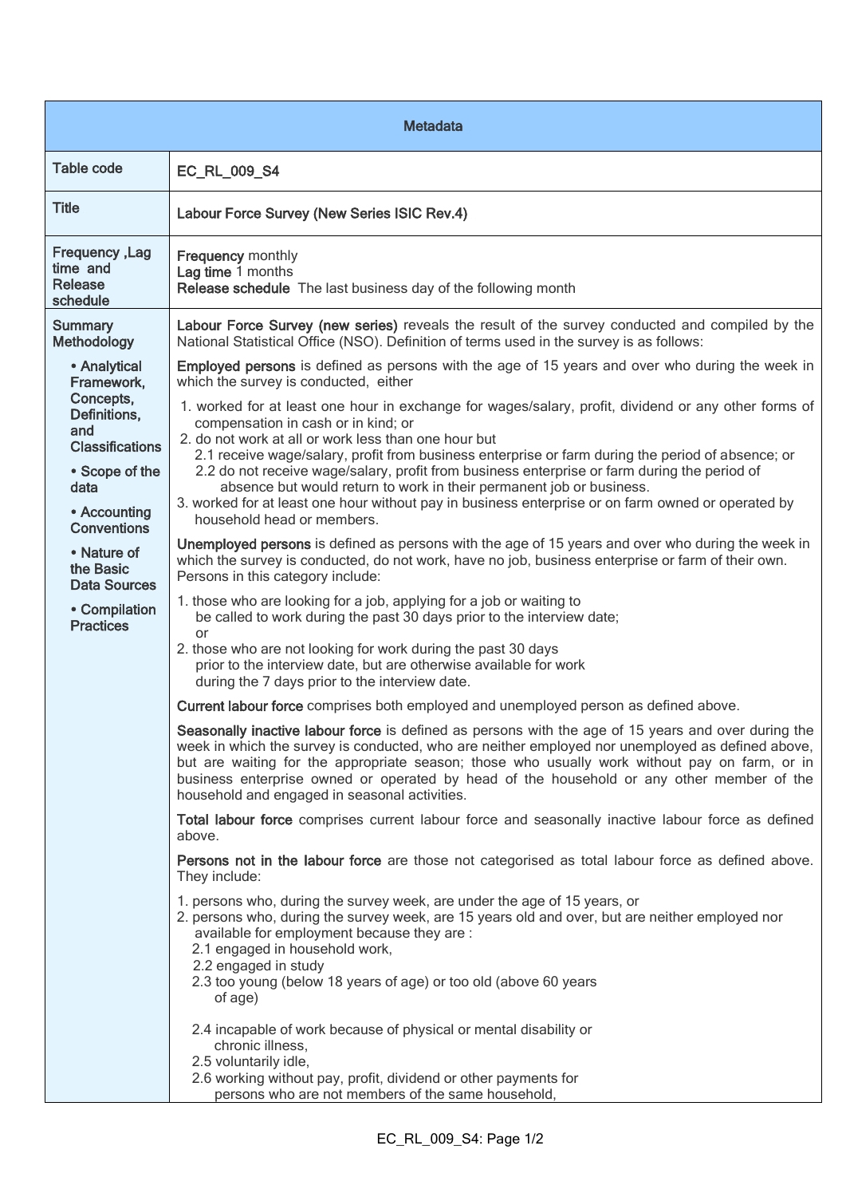| Metadata | |
|---|---|
| Table code | **EC_RL_009_S4** |
| Title | **Labour Force Survey (New Series ISIC Rev.4)** |
| Frequency ,Lag time and Release schedule | **Frequency** monthly<br>**Lag time** 1 months<br>**Release schedule** The last business day of the following month |
| Summary Methodology<br><br>• Analytical Framework, Concepts, Definitions, and Classifications<br>• Scope of the data<br>• Accounting Conventions<br>• Nature of the Basic Data Sources<br>• Compilation Practices | **Labour Force Survey (new series)** reveals the result of the survey conducted and compiled by the National Statistical Office (NSO). Definition of terms used in the survey is as follows:<br><br>**Employed persons** is defined as persons with the age of 15 years and over who during the week in which the survey is conducted, either<br>1. worked for at least one hour in exchange for wages/salary, profit, dividend or any other forms of compensation in cash or in kind; or<br>2. do not work at all or work less than one hour but<br>2.1 receive wage/salary, profit from business enterprise or farm during the period of absence; or<br>2.2 do not receive wage/salary, profit from business enterprise or farm during the period of absence but would return to work in their permanent job or business.<br>3. worked for at least one hour without pay in business enterprise or on farm owned or operated by household head or members.<br><br>**Unemployed persons** is defined as persons with the age of 15 years and over who during the week in which the survey is conducted, do not work, have no job, business enterprise or farm of their own. Persons in this category include:<br>1. those who are looking for a job, applying for a job or waiting to be called to work during the past 30 days prior to the interview date; or<br>2. those who are not looking for work during the past 30 days prior to the interview date, but are otherwise available for work during the 7 days prior to the interview date.<br><br>**Current labour force** comprises both employed and unemployed person as defined above.<br><br>**Seasonally inactive labour force** is defined as persons with the age of 15 years and over during the week in which the survey is conducted, who are neither employed nor unemployed as defined above, but are waiting for the appropriate season; those who usually work without pay on farm, or in business enterprise owned or operated by head of the household or any other member of the household and engaged in seasonal activities.<br><br>**Total labour force** comprises current labour force and seasonally inactive labour force as defined above.<br><br>**Persons not in the labour force** are those not categorised as total labour force as defined above. They include:<br>1. persons who, during the survey week, are under the age of 15 years, or<br>2. persons who, during the survey week, are 15 years old and over, but are neither employed nor available for employment because they are :<br>2.1 engaged in household work,<br>2.2 engaged in study<br>2.3 too young (below 18 years of age) or too old (above 60 years of age)<br>2.4 incapable of work because of physical or mental disability or chronic illness,<br>2.5 voluntarily idle,<br>2.6 working without pay, profit, dividend or other payments for persons who are not members of the same household, |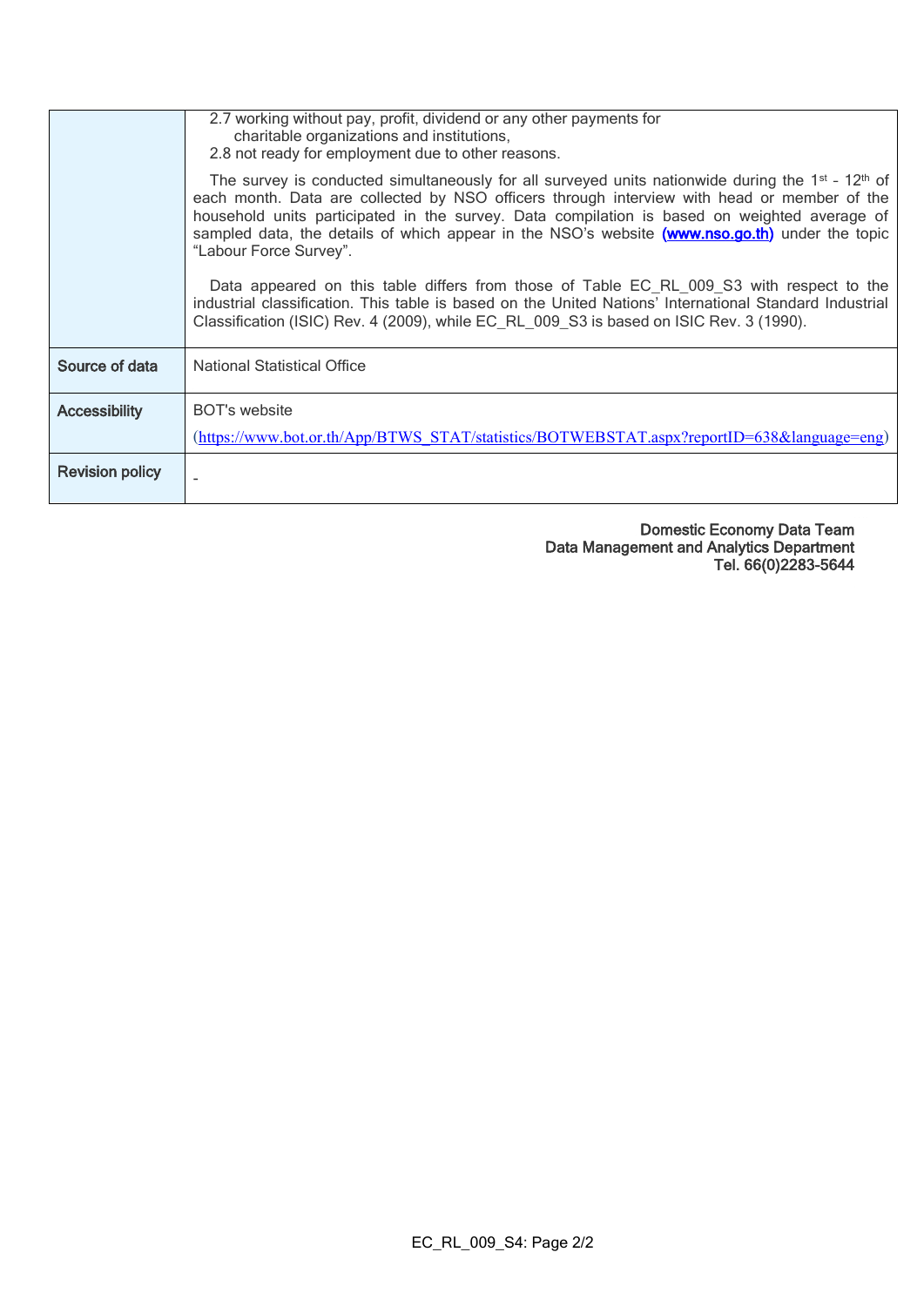| | |
|---|---|
| | 2.7 working without pay, profit, dividend or any other payments for charitable organizations and institutions,<br>2.8 not ready for employment due to other reasons.<br><br>The survey is conducted simultaneously for all surveyed units nationwide during the 1st - 12th of each month. Data are collected by NSO officers through interview with head or member of the household units participated in the survey. Data compilation is based on weighted average of sampled data, the details of which appear in the NSO's website **(www.nso.go.th)** under the topic "Labour Force Survey".<br><br>Data appeared on this table differs from those of Table EC_RL_009_S3 with respect to the industrial classification. This table is based on the United Nations' International Standard Industrial Classification (ISIC) Rev. 4 (2009), while EC_RL_009_S3 is based on ISIC Rev. 3 (1990). |
| **Source of data** | National Statistical Office |
| **Accessibility** | BOT's website<br>(https://www.bot.or.th/App/BTWS_STAT/statistics/BOTWEBSTAT.aspx?reportID=638&language=eng) |
| **Revision policy** | - |

**Domestic Economy Data Team**
**Data Management and Analytics Department**
**Tel. 66(0)2283-5644**